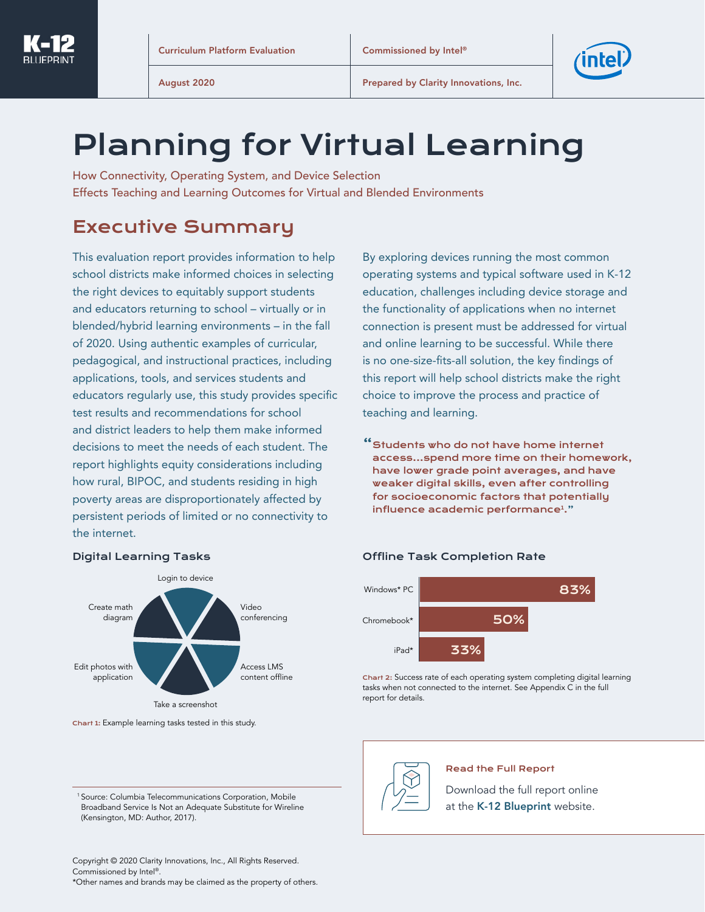K-12 BLUEPRINT

| Curriculum Platform Evaluation | Commissioned by Intel® |
|---|---|
| August 2020 | Prepared by Clarity Innovations, Inc. |

# Planning for Virtual Learning

How Connectivity, Operating System, and Device Selection
Effects Teaching and Learning Outcomes for Virtual and Blended Environments

## Executive Summary

This evaluation report provides information to help school districts make informed choices in selecting the right devices to equitably support students and educators returning to school – virtually or in blended/hybrid learning environments – in the fall of 2020. Using authentic examples of curricular, pedagogical, and instructional practices, including applications, tools, and services students and educators regularly use, this study provides specific test results and recommendations for school and district leaders to help them make informed decisions to meet the needs of each student. The report highlights equity considerations including how rural, BIPOC, and students residing in high poverty areas are disproportionately affected by persistent periods of limited or no connectivity to the internet.

By exploring devices running the most common operating systems and typical software used in K-12 education, challenges including device storage and the functionality of applications when no internet connection is present must be addressed for virtual and online learning to be successful. While there is no one-size-fits-all solution, the key findings of this report will help school districts make the right choice to improve the process and practice of teaching and learning.

> **"Students who do not have home internet access…spend more time on their homework, have lower grade point averages, and have weaker digital skills, even after controlling for socioeconomic factors that potentially influence academic performance[1]."**

### Digital Learning Tasks

- Login to device
- Video conferencing
- Access LMS content offline
- Take a screenshot
- Edit photos with application
- Create math diagram

**Chart 1:** Example learning tasks tested in this study.

### Offline Task Completion Rate

| Device | Completion Rate |
|---|---|
| Windows* PC | 83% |
| Chromebook* | 50% |
| iPad* | 33% |

**Chart 2:** Success rate of each operating system completing digital learning tasks when not connected to the internet. See Appendix C in the full report for details.

**Read the Full Report**

Download the full report online at the **K-12 Blueprint** website.

---

[1] Source: Columbia Telecommunications Corporation, Mobile Broadband Service Is Not an Adequate Substitute for Wireline (Kensington, MD: Author, 2017).

Copyright © 2020 Clarity Innovations, Inc., All Rights Reserved.
Commissioned by Intel®.
*Other names and brands may be claimed as the property of others.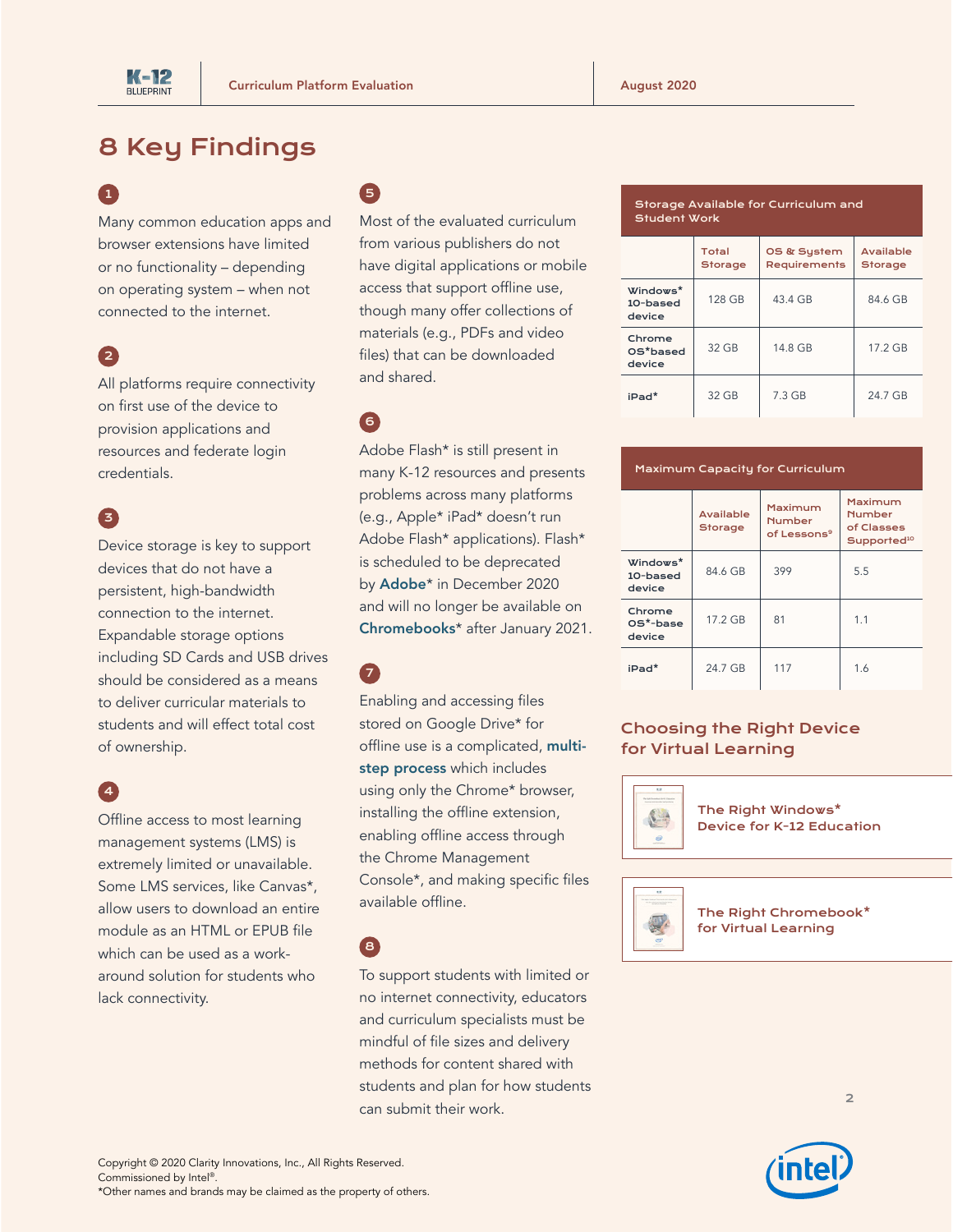# 8 Key Findings

**1**

Many common education apps and browser extensions have limited or no functionality – depending on operating system – when not connected to the internet.

**2**

All platforms require connectivity on first use of the device to provision applications and resources and federate login credentials.

**3**

Device storage is key to support devices that do not have a persistent, high-bandwidth connection to the internet. Expandable storage options including SD Cards and USB drives should be considered as a means to deliver curricular materials to students and will effect total cost of ownership.

**4**

Offline access to most learning management systems (LMS) is extremely limited or unavailable. Some LMS services, like Canvas*, allow users to download an entire module as an HTML or EPUB file which can be used as a work-around solution for students who lack connectivity.

**5**

Most of the evaluated curriculum from various publishers do not have digital applications or mobile access that support offline use, though many offer collections of materials (e.g., PDFs and video files) that can be downloaded and shared.

**6**

Adobe Flash* is still present in many K-12 resources and presents problems across many platforms (e.g., Apple* iPad* doesn't run Adobe Flash* applications). Flash* is scheduled to be deprecated by **Adobe*** in December 2020 and will no longer be available on **Chromebooks*** after January 2021.

**7**

Enabling and accessing files stored on Google Drive* for offline use is a complicated, **multi-step process** which includes using only the Chrome* browser, installing the offline extension, enabling offline access through the Chrome Management Console*, and making specific files available offline.

**8**

To support students with limited or no internet connectivity, educators and curriculum specialists must be mindful of file sizes and delivery methods for content shared with students and plan for how students can submit their work.

**Storage Available for Curriculum and Student Work**

| | Total Storage | OS & System Requirements | Available Storage |
|---|---|---|---|
| Windows* 10-based device | 128 GB | 43.4 GB | 84.6 GB |
| Chrome OS*based device | 32 GB | 14.8 GB | 17.2 GB |
| iPad* | 32 GB | 7.3 GB | 24.7 GB |

**Maximum Capacity for Curriculum**

| | Available Storage | Maximum Number of Lessons[9] | Maximum Number of Classes Supported[10] |
|---|---|---|---|
| Windows* 10-based device | 84.6 GB | 399 | 5.5 |
| Chrome OS*-base device | 17.2 GB | 81 | 1.1 |
| iPad* | 24.7 GB | 117 | 1.6 |

## Choosing the Right Device for Virtual Learning

The Right Windows* Device for K-12 Education

The Right Chromebook* for Virtual Learning

Copyright © 2020 Clarity Innovations, Inc., All Rights Reserved.
Commissioned by Intel®.
*Other names and brands may be claimed as the property of others.